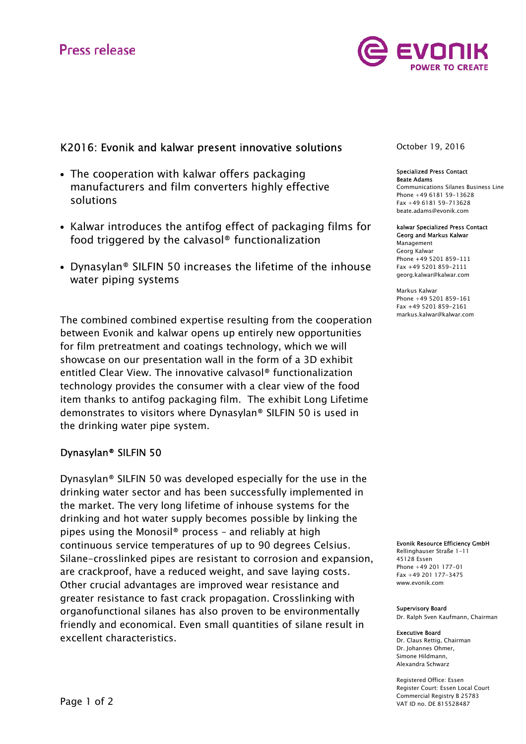Press release

# K2016: Evonik and kalwar present innovative solutions

October 19, 2016

- The cooperation with kalwar offers packaging manufacturers and film converters highly effective solutions
- Kalwar introduces the antifog effect of packaging films for food triggered by the calvasol® functionalization
- Dynasylan® SILFIN 50 increases the lifetime of the inhouse water piping systems

The combined combined expertise resulting from the cooperation between Evonik and kalwar opens up entirely new opportunities for film pretreatment and coatings technology, which we will showcase on our presentation wall in the form of a 3D exhibit entitled Clear View. The innovative calvasol® functionalization technology provides the consumer with a clear view of the food item thanks to antifog packaging film. The exhibit Long Lifetime demonstrates to visitors where Dynasylan® SILFIN 50 is used in the drinking water pipe system.

## Dynasylan® SILFIN 50

Dynasylan® SILFIN 50 was developed especially for the use in the drinking water sector and has been successfully implemented in the market. The very long lifetime of inhouse systems for the drinking and hot water supply becomes possible by linking the pipes using the Monosil® process – and reliably at high continuous service temperatures of up to 90 degrees Celsius. Silane-crosslinked pipes are resistant to corrosion and expansion, are crackproof, have a reduced weight, and save laying costs. Other crucial advantages are improved wear resistance and greater resistance to fast crack propagation. Crosslinking with organofunctional silanes has also proven to be environmentally friendly and economical. Even small quantities of silane result in excellent characteristics.

**Specialized Press Contact**
**Beate Adams**
Communications Silanes Business Line
Phone +49 6181 59-13628
Fax +49 6181 59-713628
beate.adams@evonik.com

**kalwar Specialized Press Contact**
**Georg and Markus Kalwar**
Management
Georg Kalwar
Phone +49 5201 859-111
Fax +49 5201 859-2111
georg.kalwar@kalwar.com

Markus Kalwar
Phone +49 5201 859-161
Fax +49 5201 859-2161
markus.kalwar@kalwar.com

**Evonik Resource Efficiency GmbH**
Rellinghauser Straße 1-11
45128 Essen
Phone +49 201 177-01
Fax +49 201 177-3475
www.evonik.com

**Supervisory Board**
Dr. Ralph Sven Kaufmann, Chairman

**Executive Board**
Dr. Claus Rettig, Chairman
Dr. Johannes Ohmer,
Simone Hildmann,
Alexandra Schwarz

Registered Office: Essen
Register Court: Essen Local Court
Commercial Registry B 25783
VAT ID no. DE 815528487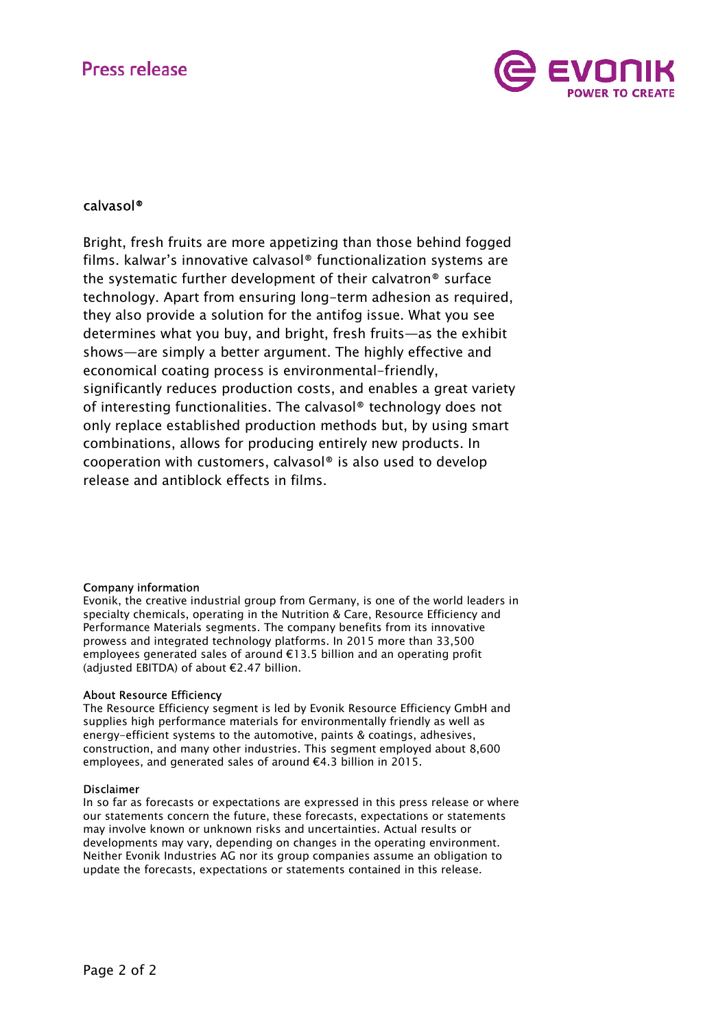## calvasol®

Bright, fresh fruits are more appetizing than those behind fogged films. kalwar's innovative calvasol® functionalization systems are the systematic further development of their calvatron® surface technology. Apart from ensuring long-term adhesion as required, they also provide a solution for the antifog issue. What you see determines what you buy, and bright, fresh fruits—as the exhibit shows—are simply a better argument. The highly effective and economical coating process is environmental-friendly, significantly reduces production costs, and enables a great variety of interesting functionalities. The calvasol® technology does not only replace established production methods but, by using smart combinations, allows for producing entirely new products. In cooperation with customers, calvasol® is also used to develop release and antiblock effects in films.

#### Company information

Evonik, the creative industrial group from Germany, is one of the world leaders in specialty chemicals, operating in the Nutrition & Care, Resource Efficiency and Performance Materials segments. The company benefits from its innovative prowess and integrated technology platforms. In 2015 more than 33,500 employees generated sales of around €13.5 billion and an operating profit (adjusted EBITDA) of about €2.47 billion.

#### About Resource Efficiency

The Resource Efficiency segment is led by Evonik Resource Efficiency GmbH and supplies high performance materials for environmentally friendly as well as energy-efficient systems to the automotive, paints & coatings, adhesives, construction, and many other industries. This segment employed about 8,600 employees, and generated sales of around €4.3 billion in 2015.

#### Disclaimer

In so far as forecasts or expectations are expressed in this press release or where our statements concern the future, these forecasts, expectations or statements may involve known or unknown risks and uncertainties. Actual results or developments may vary, depending on changes in the operating environment. Neither Evonik Industries AG nor its group companies assume an obligation to update the forecasts, expectations or statements contained in this release.